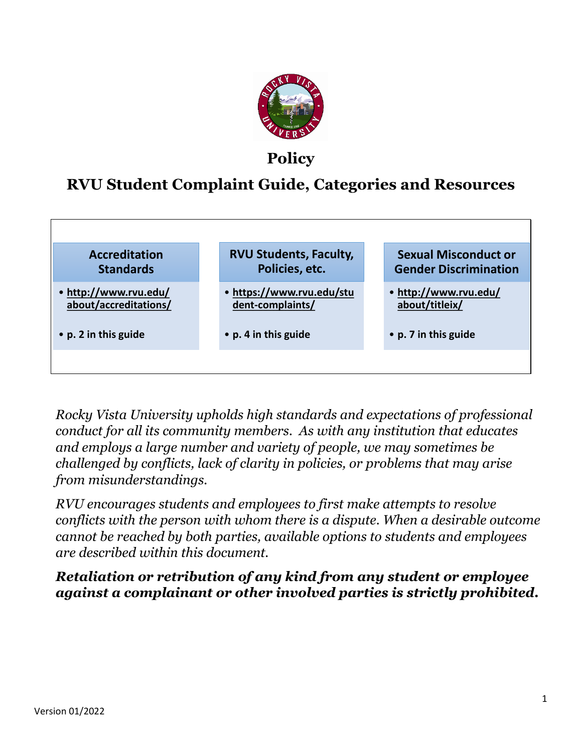# Policy

## RVU Student Complaint Guide, Categories and Resources

| Accreditation Standards | RVU Students, Faculty, Policies, etc. | Sexual Misconduct or Gender Discrimination |
| --- | --- | --- |
| • http://www.rvu.edu/about/accreditations/ | • https://www.rvu.edu/student-complaints/ | • http://www.rvu.edu/about/titleix/ |
| • p. 2 in this guide | • p. 4 in this guide | • p. 7 in this guide |

*Rocky Vista University upholds high standards and expectations of professional conduct for all its community members. As with any institution that educates and employs a large number and variety of people, we may sometimes be challenged by conflicts, lack of clarity in policies, or problems that may arise from misunderstandings.*

*RVU encourages students and employees to first make attempts to resolve conflicts with the person with whom there is a dispute. When a desirable outcome cannot be reached by both parties, available options to students and employees are described within this document.*

***Retaliation or retribution of any kind from any student or employee against a complainant or other involved parties is strictly prohibited.***

Version 01/2022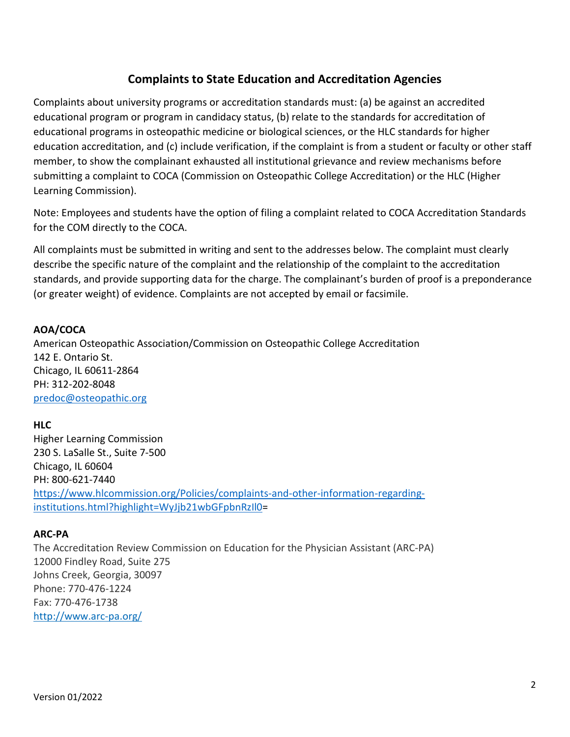## Complaints to State Education and Accreditation Agencies

Complaints about university programs or accreditation standards must: (a) be against an accredited educational program or program in candidacy status, (b) relate to the standards for accreditation of educational programs in osteopathic medicine or biological sciences, or the HLC standards for higher education accreditation, and (c) include verification, if the complaint is from a student or faculty or other staff member, to show the complainant exhausted all institutional grievance and review mechanisms before submitting a complaint to COCA (Commission on Osteopathic College Accreditation) or the HLC (Higher Learning Commission).

Note: Employees and students have the option of filing a complaint related to COCA Accreditation Standards for the COM directly to the COCA.

All complaints must be submitted in writing and sent to the addresses below. The complaint must clearly describe the specific nature of the complaint and the relationship of the complaint to the accreditation standards, and provide supporting data for the charge. The complainant's burden of proof is a preponderance (or greater weight) of evidence. Complaints are not accepted by email or facsimile.

**AOA/COCA**
American Osteopathic Association/Commission on Osteopathic College Accreditation
142 E. Ontario St.
Chicago, IL 60611-2864
PH: 312-202-8048
predoc@osteopathic.org

**HLC**
Higher Learning Commission
230 S. LaSalle St., Suite 7-500
Chicago, IL 60604
PH: 800-621-7440
https://www.hlcommission.org/Policies/complaints-and-other-information-regarding-institutions.html?highlight=WyJjb21wbGFpbnRzIl0=

**ARC-PA**
The Accreditation Review Commission on Education for the Physician Assistant (ARC-PA)
12000 Findley Road, Suite 275
Johns Creek, Georgia, 30097
Phone: 770-476-1224
Fax: 770-476-1738
http://www.arc-pa.org/

Version 01/2022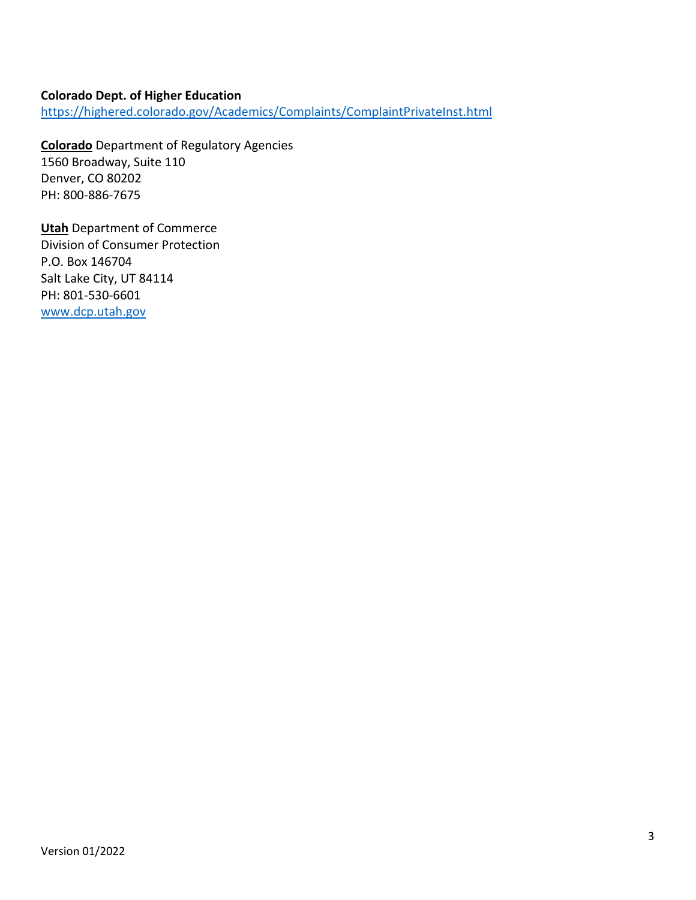**Colorado Dept. of Higher Education**
https://highered.colorado.gov/Academics/Complaints/ComplaintPrivateInst.html

**Colorado** Department of Regulatory Agencies
1560 Broadway, Suite 110
Denver, CO 80202
PH: 800-886-7675

**Utah** Department of Commerce
Division of Consumer Protection
P.O. Box 146704
Salt Lake City, UT 84114
PH: 801-530-6601
www.dcp.utah.gov

Version 01/2022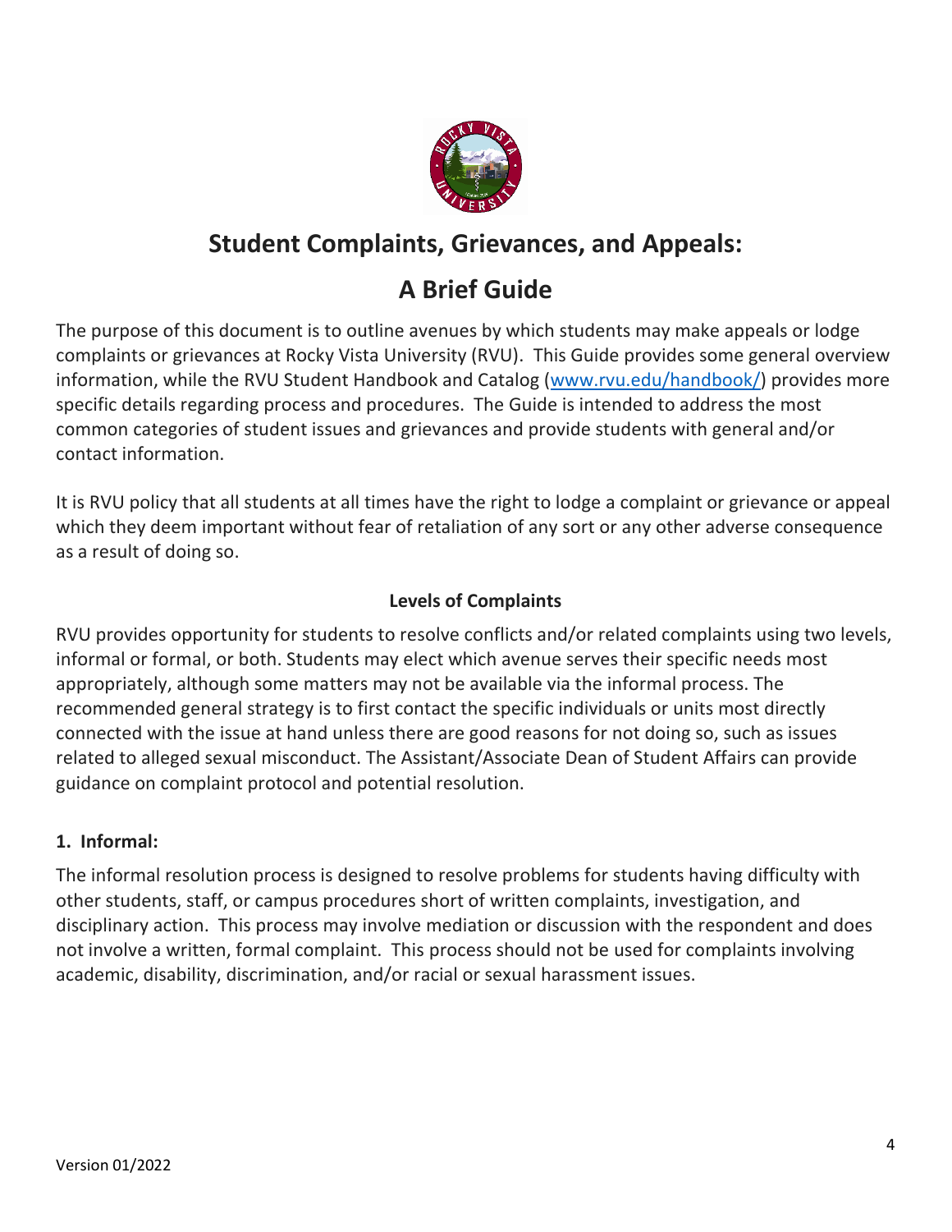# Student Complaints, Grievances, and Appeals:

# A Brief Guide

The purpose of this document is to outline avenues by which students may make appeals or lodge complaints or grievances at Rocky Vista University (RVU). This Guide provides some general overview information, while the RVU Student Handbook and Catalog ([www.rvu.edu/handbook/](www.rvu.edu/handbook/)) provides more specific details regarding process and procedures. The Guide is intended to address the most common categories of student issues and grievances and provide students with general and/or contact information.

It is RVU policy that all students at all times have the right to lodge a complaint or grievance or appeal which they deem important without fear of retaliation of any sort or any other adverse consequence as a result of doing so.

### Levels of Complaints

RVU provides opportunity for students to resolve conflicts and/or related complaints using two levels, informal or formal, or both. Students may elect which avenue serves their specific needs most appropriately, although some matters may not be available via the informal process. The recommended general strategy is to first contact the specific individuals or units most directly connected with the issue at hand unless there are good reasons for not doing so, such as issues related to alleged sexual misconduct. The Assistant/Associate Dean of Student Affairs can provide guidance on complaint protocol and potential resolution.

**1. Informal:**

The informal resolution process is designed to resolve problems for students having difficulty with other students, staff, or campus procedures short of written complaints, investigation, and disciplinary action. This process may involve mediation or discussion with the respondent and does not involve a written, formal complaint. This process should not be used for complaints involving academic, disability, discrimination, and/or racial or sexual harassment issues.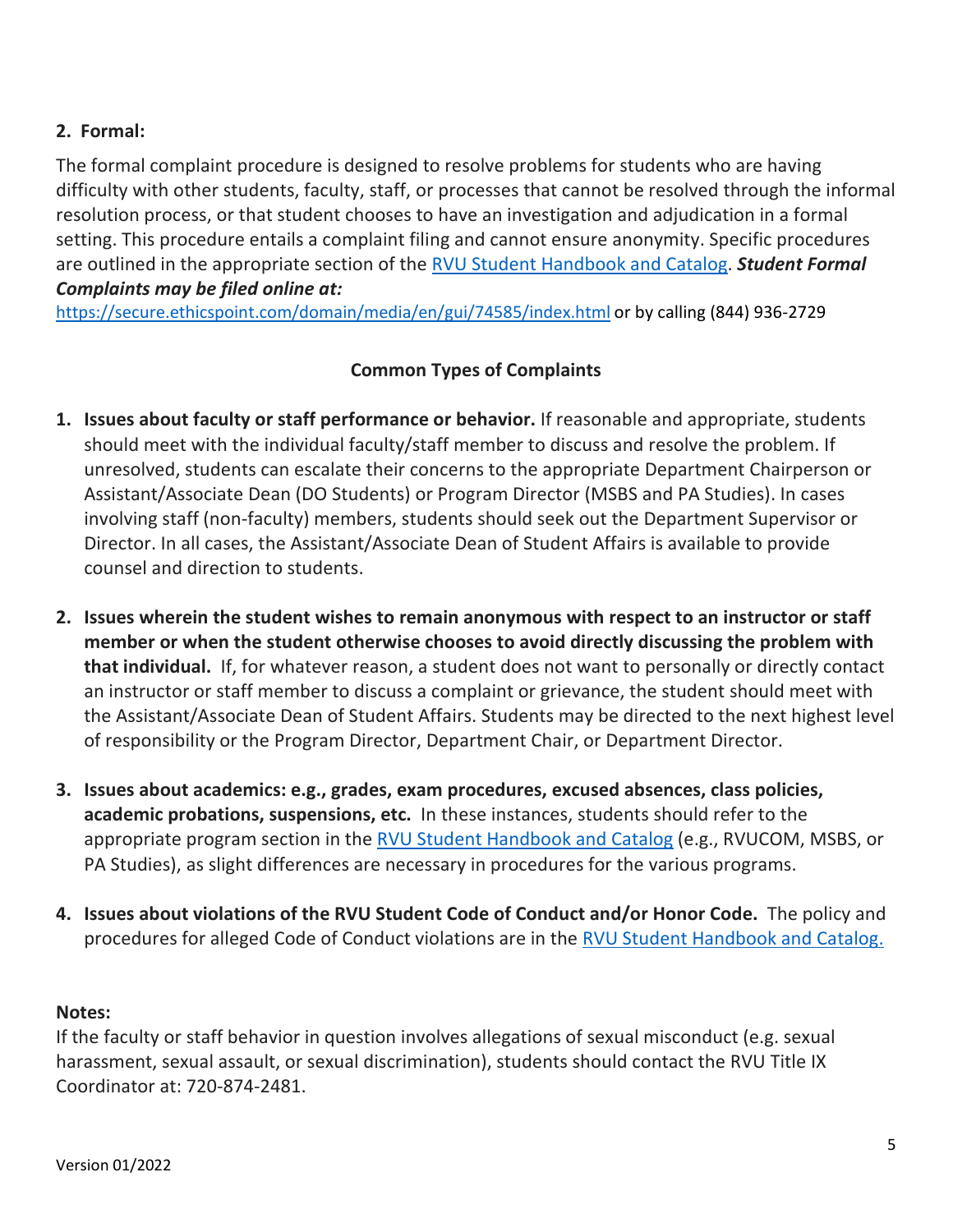**2. Formal:**

The formal complaint procedure is designed to resolve problems for students who are having difficulty with other students, faculty, staff, or processes that cannot be resolved through the informal resolution process, or that student chooses to have an investigation and adjudication in a formal setting. This procedure entails a complaint filing and cannot ensure anonymity. Specific procedures are outlined in the appropriate section of the [RVU Student Handbook and Catalog](). ***Student Formal Complaints may be filed online at:***
[https://secure.ethicspoint.com/domain/media/en/gui/74585/index.html](https://secure.ethicspoint.com/domain/media/en/gui/74585/index.html) or by calling (844) 936-2729

**Common Types of Complaints**

1. **Issues about faculty or staff performance or behavior.** If reasonable and appropriate, students should meet with the individual faculty/staff member to discuss and resolve the problem. If unresolved, students can escalate their concerns to the appropriate Department Chairperson or Assistant/Associate Dean (DO Students) or Program Director (MSBS and PA Studies). In cases involving staff (non-faculty) members, students should seek out the Department Supervisor or Director. In all cases, the Assistant/Associate Dean of Student Affairs is available to provide counsel and direction to students.

2. **Issues wherein the student wishes to remain anonymous with respect to an instructor or staff member or when the student otherwise chooses to avoid directly discussing the problem with that individual.** If, for whatever reason, a student does not want to personally or directly contact an instructor or staff member to discuss a complaint or grievance, the student should meet with the Assistant/Associate Dean of Student Affairs. Students may be directed to the next highest level of responsibility or the Program Director, Department Chair, or Department Director.

3. **Issues about academics: e.g., grades, exam procedures, excused absences, class policies, academic probations, suspensions, etc.** In these instances, students should refer to the appropriate program section in the [RVU Student Handbook and Catalog]() (e.g., RVUCOM, MSBS, or PA Studies), as slight differences are necessary in procedures for the various programs.

4. **Issues about violations of the RVU Student Code of Conduct and/or Honor Code.** The policy and procedures for alleged Code of Conduct violations are in the [RVU Student Handbook and Catalog.]()

**Notes:**
If the faculty or staff behavior in question involves allegations of sexual misconduct (e.g. sexual harassment, sexual assault, or sexual discrimination), students should contact the RVU Title IX Coordinator at: 720-874-2481.

Version 01/2022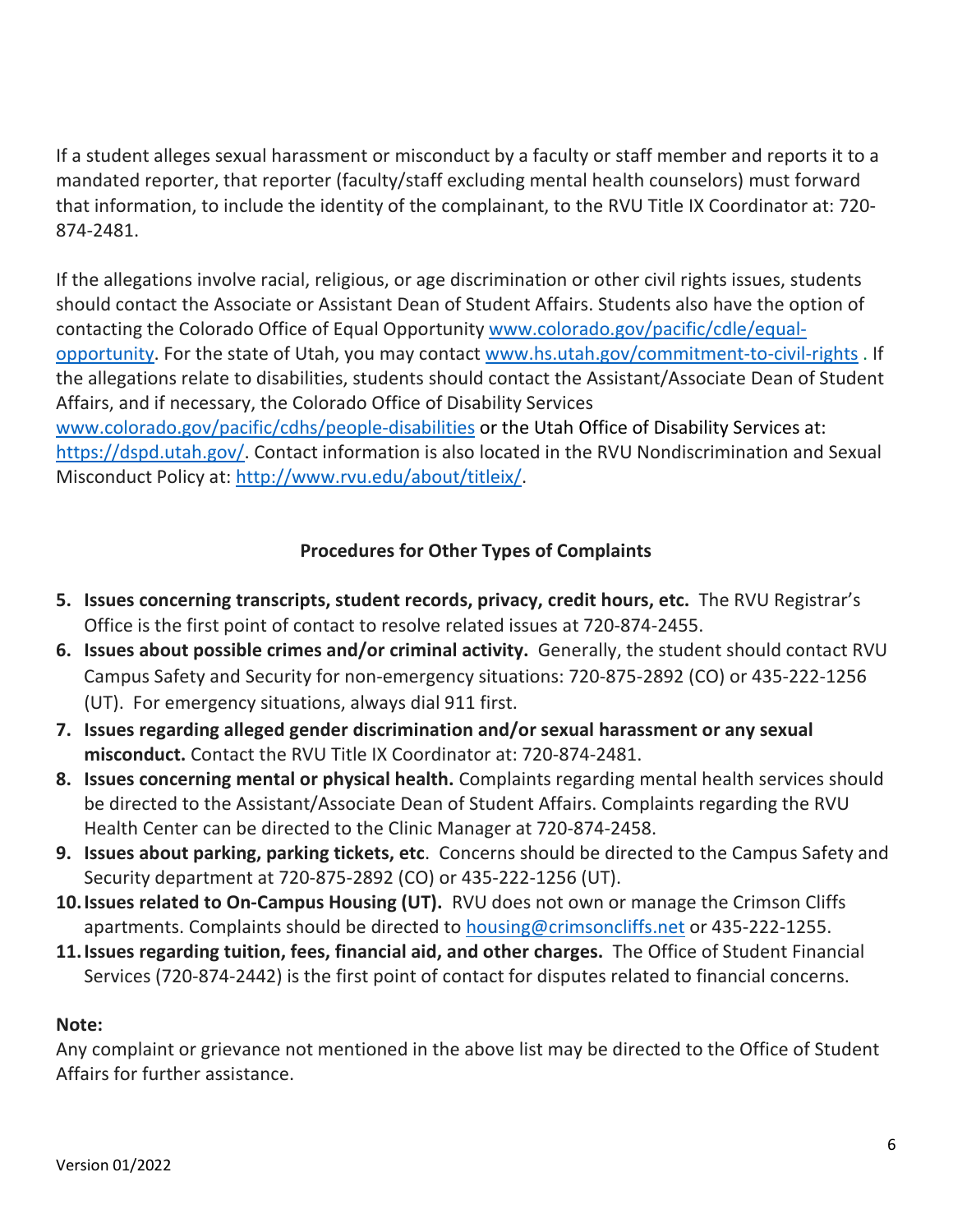If a student alleges sexual harassment or misconduct by a faculty or staff member and reports it to a mandated reporter, that reporter (faculty/staff excluding mental health counselors) must forward that information, to include the identity of the complainant, to the RVU Title IX Coordinator at: 720-874-2481.

If the allegations involve racial, religious, or age discrimination or other civil rights issues, students should contact the Associate or Assistant Dean of Student Affairs. Students also have the option of contacting the Colorado Office of Equal Opportunity www.colorado.gov/pacific/cdle/equal-opportunity. For the state of Utah, you may contact www.hs.utah.gov/commitment-to-civil-rights . If the allegations relate to disabilities, students should contact the Assistant/Associate Dean of Student Affairs, and if necessary, the Colorado Office of Disability Services www.colorado.gov/pacific/cdhs/people-disabilities or the Utah Office of Disability Services at: https://dspd.utah.gov/. Contact information is also located in the RVU Nondiscrimination and Sexual Misconduct Policy at: http://www.rvu.edu/about/titleix/.

### Procedures for Other Types of Complaints

5. **Issues concerning transcripts, student records, privacy, credit hours, etc.** The RVU Registrar's Office is the first point of contact to resolve related issues at 720-874-2455.
6. **Issues about possible crimes and/or criminal activity.** Generally, the student should contact RVU Campus Safety and Security for non-emergency situations: 720-875-2892 (CO) or 435-222-1256 (UT). For emergency situations, always dial 911 first.
7. **Issues regarding alleged gender discrimination and/or sexual harassment or any sexual misconduct.** Contact the RVU Title IX Coordinator at: 720-874-2481.
8. **Issues concerning mental or physical health.** Complaints regarding mental health services should be directed to the Assistant/Associate Dean of Student Affairs. Complaints regarding the RVU Health Center can be directed to the Clinic Manager at 720-874-2458.
9. **Issues about parking, parking tickets, etc**. Concerns should be directed to the Campus Safety and Security department at 720-875-2892 (CO) or 435-222-1256 (UT).
10. **Issues related to On-Campus Housing (UT).** RVU does not own or manage the Crimson Cliffs apartments. Complaints should be directed to housing@crimsoncliffs.net or 435-222-1255.
11. **Issues regarding tuition, fees, financial aid, and other charges.** The Office of Student Financial Services (720-874-2442) is the first point of contact for disputes related to financial concerns.

**Note:**
Any complaint or grievance not mentioned in the above list may be directed to the Office of Student Affairs for further assistance.

Version 01/2022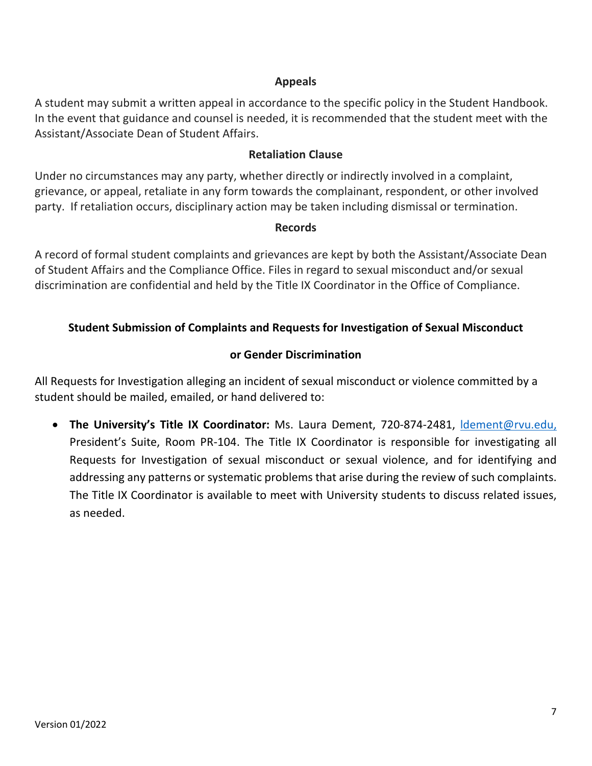## Appeals

A student may submit a written appeal in accordance to the specific policy in the Student Handbook. In the event that guidance and counsel is needed, it is recommended that the student meet with the Assistant/Associate Dean of Student Affairs.

## Retaliation Clause

Under no circumstances may any party, whether directly or indirectly involved in a complaint, grievance, or appeal, retaliate in any form towards the complainant, respondent, or other involved party. If retaliation occurs, disciplinary action may be taken including dismissal or termination.

## Records

A record of formal student complaints and grievances are kept by both the Assistant/Associate Dean of Student Affairs and the Compliance Office. Files in regard to sexual misconduct and/or sexual discrimination are confidential and held by the Title IX Coordinator in the Office of Compliance.

## Student Submission of Complaints and Requests for Investigation of Sexual Misconduct or Gender Discrimination

All Requests for Investigation alleging an incident of sexual misconduct or violence committed by a student should be mailed, emailed, or hand delivered to:

- **The University's Title IX Coordinator:** Ms. Laura Dement, 720-874-2481, ldement@rvu.edu, President's Suite, Room PR-104. The Title IX Coordinator is responsible for investigating all Requests for Investigation of sexual misconduct or sexual violence, and for identifying and addressing any patterns or systematic problems that arise during the review of such complaints. The Title IX Coordinator is available to meet with University students to discuss related issues, as needed.

Version 01/2022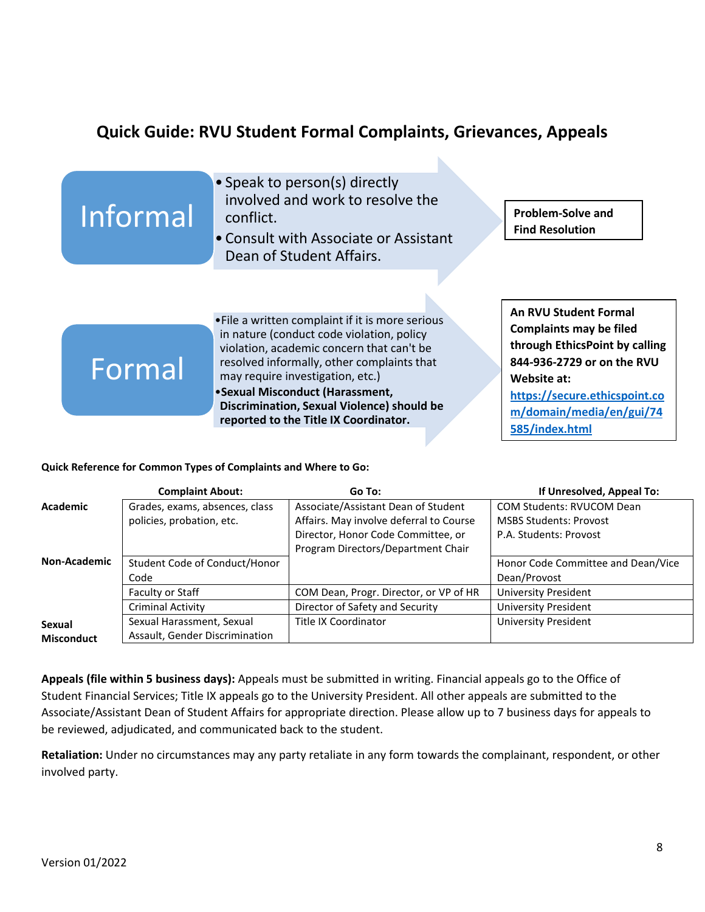## Quick Guide: RVU Student Formal Complaints, Grievances, Appeals

**Informal**

- Speak to person(s) directly involved and work to resolve the conflict.
- Consult with Associate or Assistant Dean of Student Affairs.

**Problem-Solve and Find Resolution**

**Formal**

- File a written complaint if it is more serious in nature (conduct code violation, policy violation, academic concern that can't be resolved informally, other complaints that may require investigation, etc.)
- **Sexual Misconduct (Harassment, Discrimination, Sexual Violence) should be reported to the Title IX Coordinator.**

**An RVU Student Formal Complaints may be filed through EthicsPoint by calling 844-936-2729 or on the RVU Website at: [https://secure.ethicspoint.com/domain/media/en/gui/74585/index.html](https://secure.ethicspoint.com/domain/media/en/gui/74585/index.html)**

**Quick Reference for Common Types of Complaints and Where to Go:**

| | Complaint About: | Go To: | If Unresolved, Appeal To: |
|---|---|---|---|
| **Academic** | Grades, exams, absences, class policies, probation, etc. | Associate/Assistant Dean of Student Affairs. May involve deferral to Course Director, Honor Code Committee, or Program Directors/Department Chair | COM Students: RVUCOM Dean<br>MSBS Students: Provost<br>P.A. Students: Provost |
| **Non-Academic** | Student Code of Conduct/Honor Code | | Honor Code Committee and Dean/Vice Dean/Provost |
| | Faculty or Staff | COM Dean, Progr. Director, or VP of HR | University President |
| | Criminal Activity | Director of Safety and Security | University President |
| **Sexual Misconduct** | Sexual Harassment, Sexual Assault, Gender Discrimination | Title IX Coordinator | University President |

**Appeals (file within 5 business days):** Appeals must be submitted in writing. Financial appeals go to the Office of Student Financial Services; Title IX appeals go to the University President. All other appeals are submitted to the Associate/Assistant Dean of Student Affairs for appropriate direction. Please allow up to 7 business days for appeals to be reviewed, adjudicated, and communicated back to the student.

**Retaliation:** Under no circumstances may any party retaliate in any form towards the complainant, respondent, or other involved party.

Version 01/2022